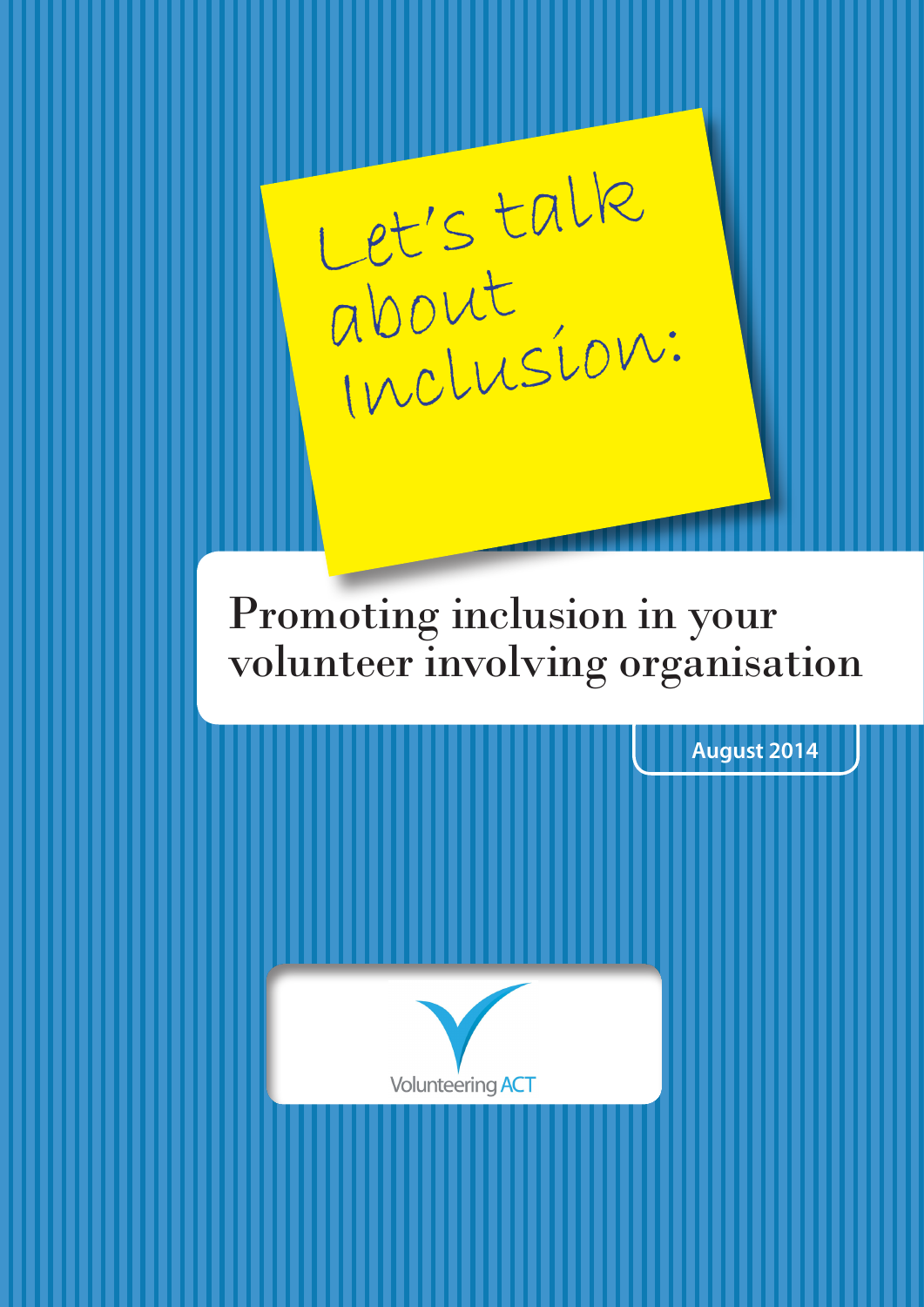Let's talk about inclusion:

# Promoting inclusion in your volunteer involving organisation

August 2014

Volunteering ACT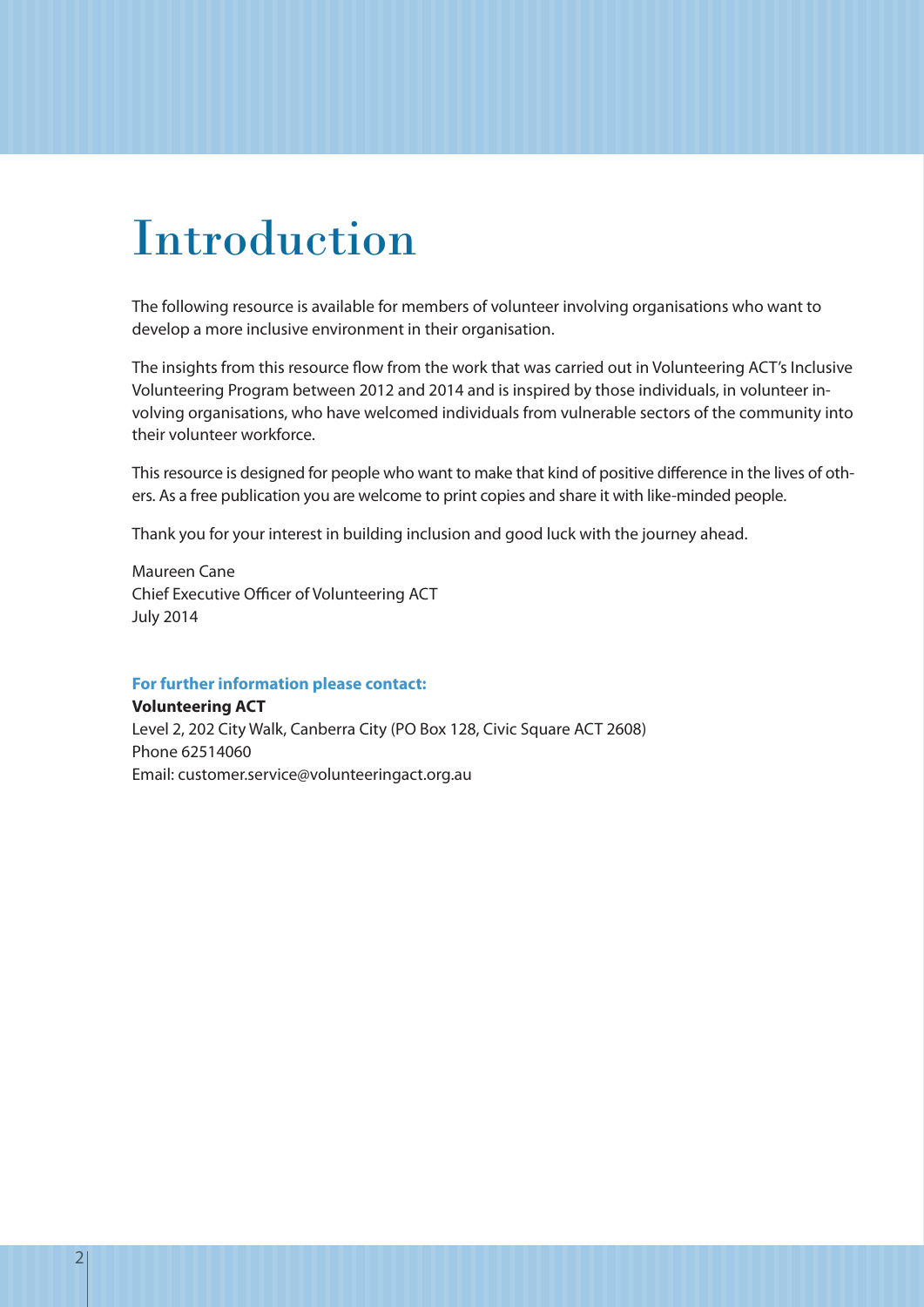# Introduction

The following resource is available for members of volunteer involving organisations who want to develop a more inclusive environment in their organisation.

The insights from this resource flow from the work that was carried out in Volunteering ACT's Inclusive Volunteering Program between 2012 and 2014 and is inspired by those individuals, in volunteer involving organisations, who have welcomed individuals from vulnerable sectors of the community into their volunteer workforce.

This resource is designed for people who want to make that kind of positive difference in the lives of others. As a free publication you are welcome to print copies and share it with like-minded people.

Thank you for your interest in building inclusion and good luck with the journey ahead.

Maureen Cane
Chief Executive Officer of Volunteering ACT
July 2014

**For further information please contact:**

**Volunteering ACT**
Level 2, 202 City Walk, Canberra City (PO Box 128, Civic Square ACT 2608)
Phone 62514060
Email: customer.service@volunteeringact.org.au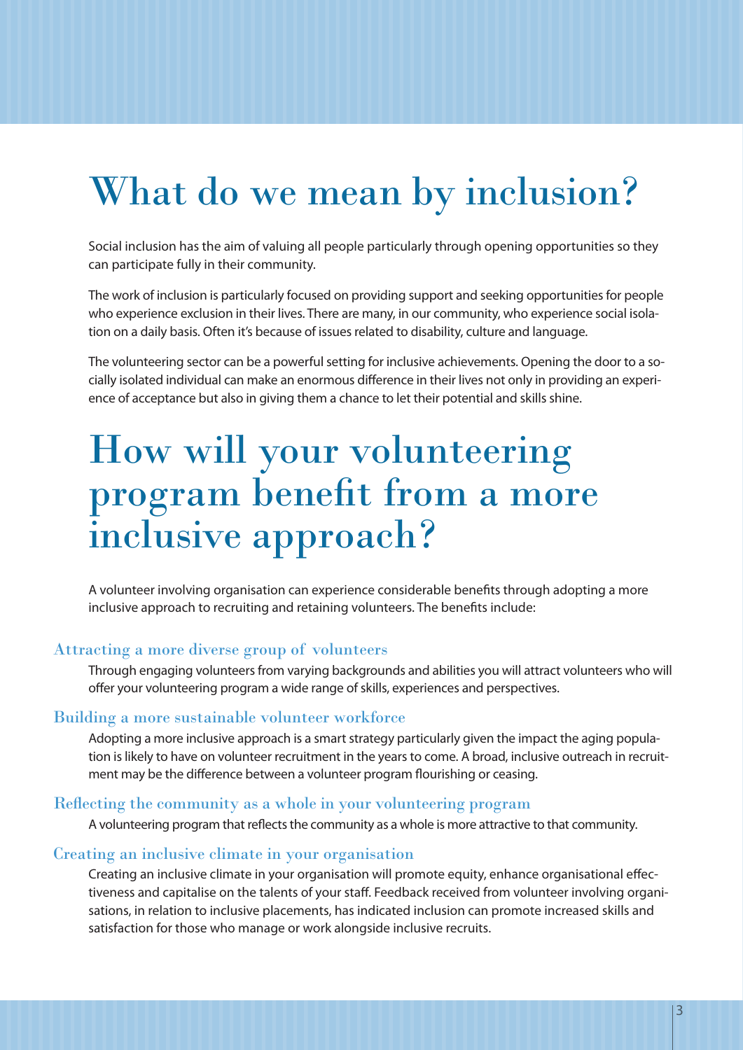# What do we mean by inclusion?

Social inclusion has the aim of valuing all people particularly through opening opportunities so they can participate fully in their community.

The work of inclusion is particularly focused on providing support and seeking opportunities for people who experience exclusion in their lives. There are many, in our community, who experience social isolation on a daily basis. Often it's because of issues related to disability, culture and language.

The volunteering sector can be a powerful setting for inclusive achievements. Opening the door to a socially isolated individual can make an enormous difference in their lives not only in providing an experience of acceptance but also in giving them a chance to let their potential and skills shine.

# How will your volunteering program benefit from a more inclusive approach?

A volunteer involving organisation can experience considerable benefits through adopting a more inclusive approach to recruiting and retaining volunteers. The benefits include:

### Attracting a more diverse group of volunteers

Through engaging volunteers from varying backgrounds and abilities you will attract volunteers who will offer your volunteering program a wide range of skills, experiences and perspectives.

### Building a more sustainable volunteer workforce

Adopting a more inclusive approach is a smart strategy particularly given the impact the aging population is likely to have on volunteer recruitment in the years to come. A broad, inclusive outreach in recruitment may be the difference between a volunteer program flourishing or ceasing.

### Reflecting the community as a whole in your volunteering program

A volunteering program that reflects the community as a whole is more attractive to that community.

### Creating an inclusive climate in your organisation

Creating an inclusive climate in your organisation will promote equity, enhance organisational effectiveness and capitalise on the talents of your staff. Feedback received from volunteer involving organisations, in relation to inclusive placements, has indicated inclusion can promote increased skills and satisfaction for those who manage or work alongside inclusive recruits.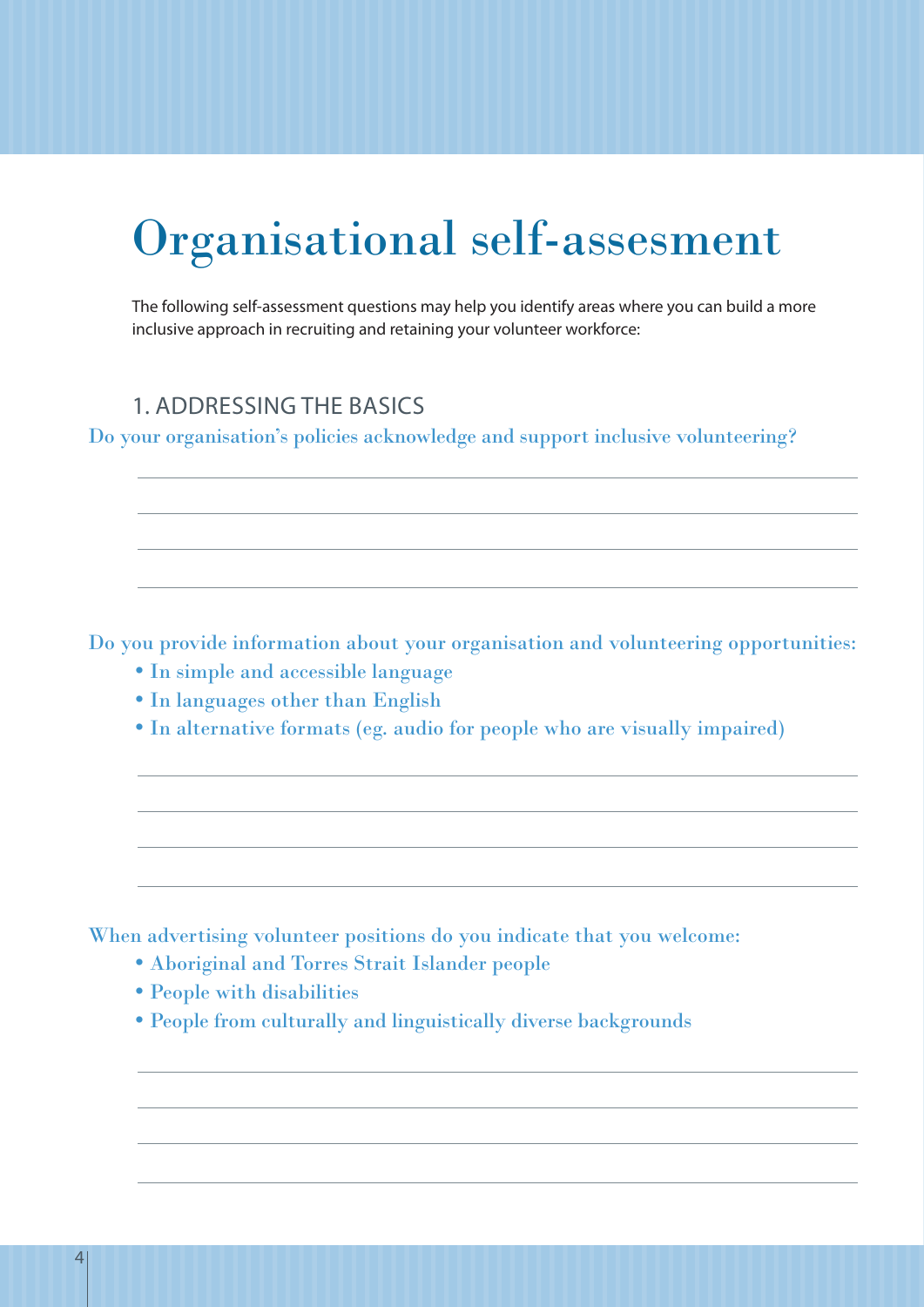# Organisational self-assesment

The following self-assessment questions may help you identify areas where you can build a more inclusive approach in recruiting and retaining your volunteer workforce:

## 1. ADDRESSING THE BASICS

**Do your organisation's policies acknowledge and support inclusive volunteering?**

**Do you provide information about your organisation and volunteering opportunities:**

- In simple and accessible language
- In languages other than English
- In alternative formats (eg. audio for people who are visually impaired)

**When advertising volunteer positions do you indicate that you welcome:**

- Aboriginal and Torres Strait Islander people
- People with disabilities
- People from culturally and linguistically diverse backgrounds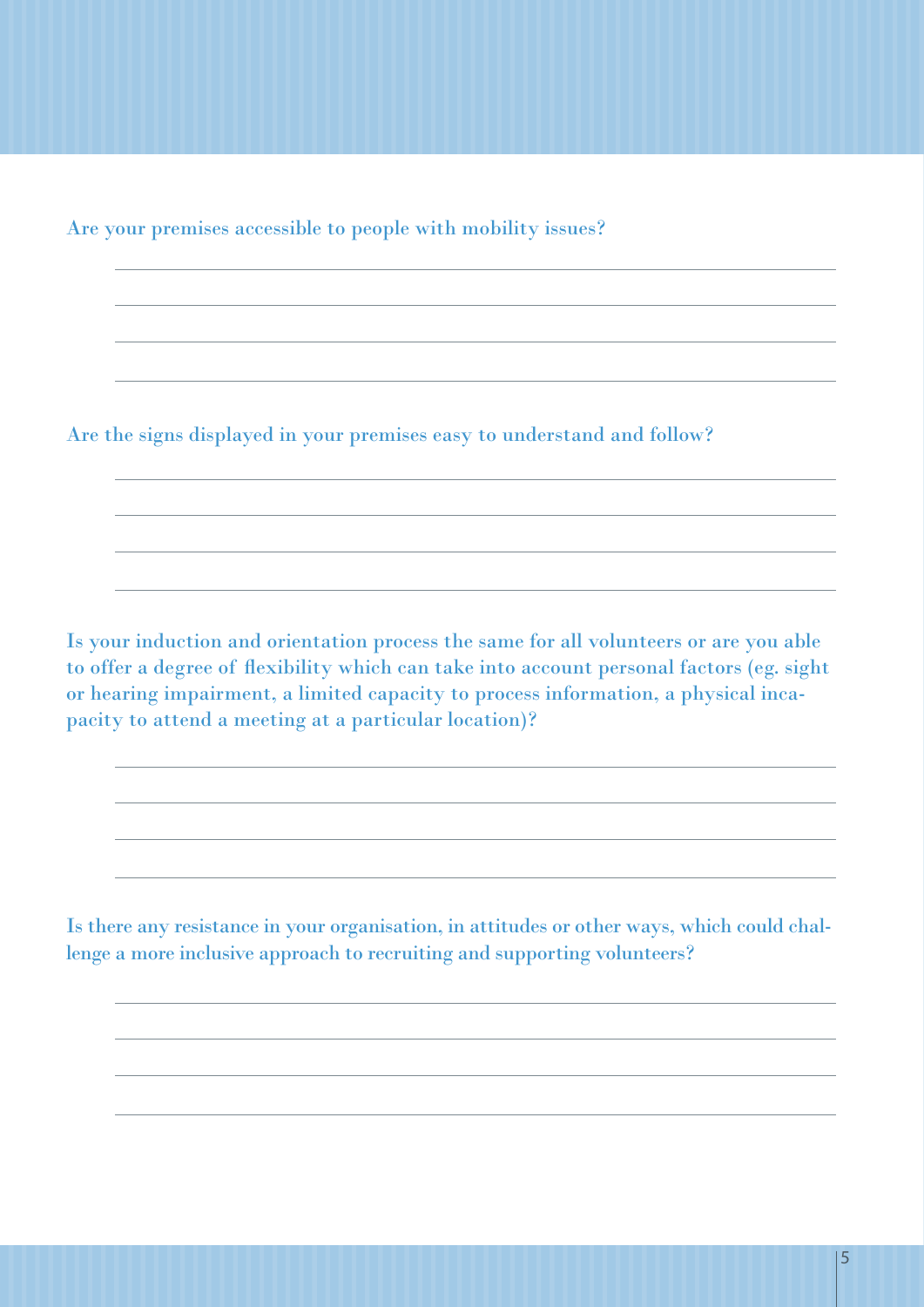Are your premises accessible to people with mobility issues?

Are the signs displayed in your premises easy to understand and follow?

Is your induction and orientation process the same for all volunteers or are you able to offer a degree of flexibility which can take into account personal factors (eg. sight or hearing impairment, a limited capacity to process information, a physical incapacity to attend a meeting at a particular location)?

Is there any resistance in your organisation, in attitudes or other ways, which could challenge a more inclusive approach to recruiting and supporting volunteers?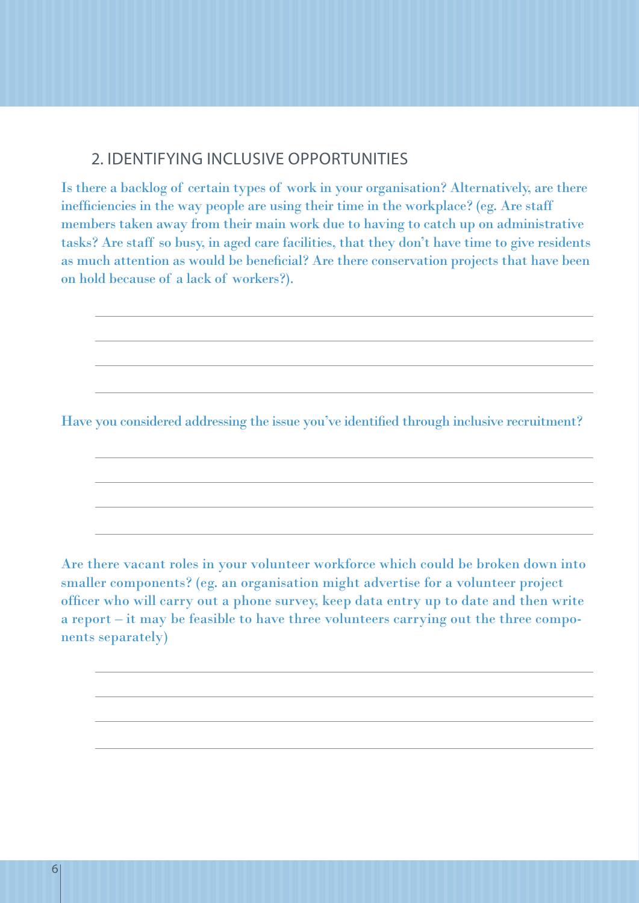## 2. IDENTIFYING INCLUSIVE OPPORTUNITIES

Is there a backlog of certain types of work in your organisation? Alternatively, are there inefficiencies in the way people are using their time in the workplace? (eg. Are staff members taken away from their main work due to having to catch up on administrative tasks? Are staff so busy, in aged care facilities, that they don't have time to give residents as much attention as would be beneficial? Are there conservation projects that have been on hold because of a lack of workers?).

Have you considered addressing the issue you've identified through inclusive recruitment?

Are there vacant roles in your volunteer workforce which could be broken down into smaller components? (eg. an organisation might advertise for a volunteer project officer who will carry out a phone survey, keep data entry up to date and then write a report – it may be feasible to have three volunteers carrying out the three components separately)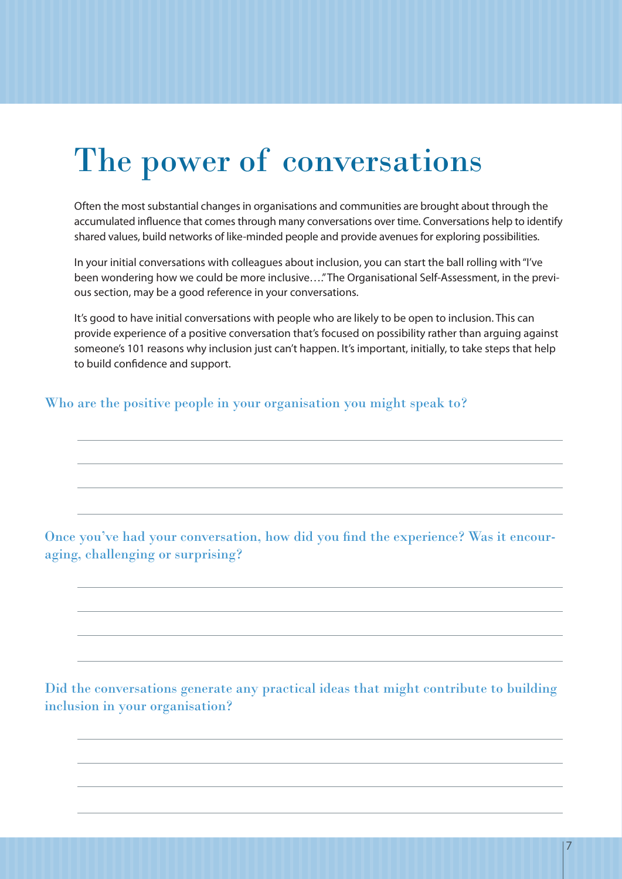# The power of conversations

Often the most substantial changes in organisations and communities are brought about through the accumulated influence that comes through many conversations over time. Conversations help to identify shared values, build networks of like-minded people and provide avenues for exploring possibilities.

In your initial conversations with colleagues about inclusion, you can start the ball rolling with "I've been wondering how we could be more inclusive…." The Organisational Self-Assessment, in the previous section, may be a good reference in your conversations.

It's good to have initial conversations with people who are likely to be open to inclusion. This can provide experience of a positive conversation that's focused on possibility rather than arguing against someone's 101 reasons why inclusion just can't happen. It's important, initially, to take steps that help to build confidence and support.

### Who are the positive people in your organisation you might speak to?

### Once you've had your conversation, how did you find the experience? Was it encouraging, challenging or surprising?

### Did the conversations generate any practical ideas that might contribute to building inclusion in your organisation?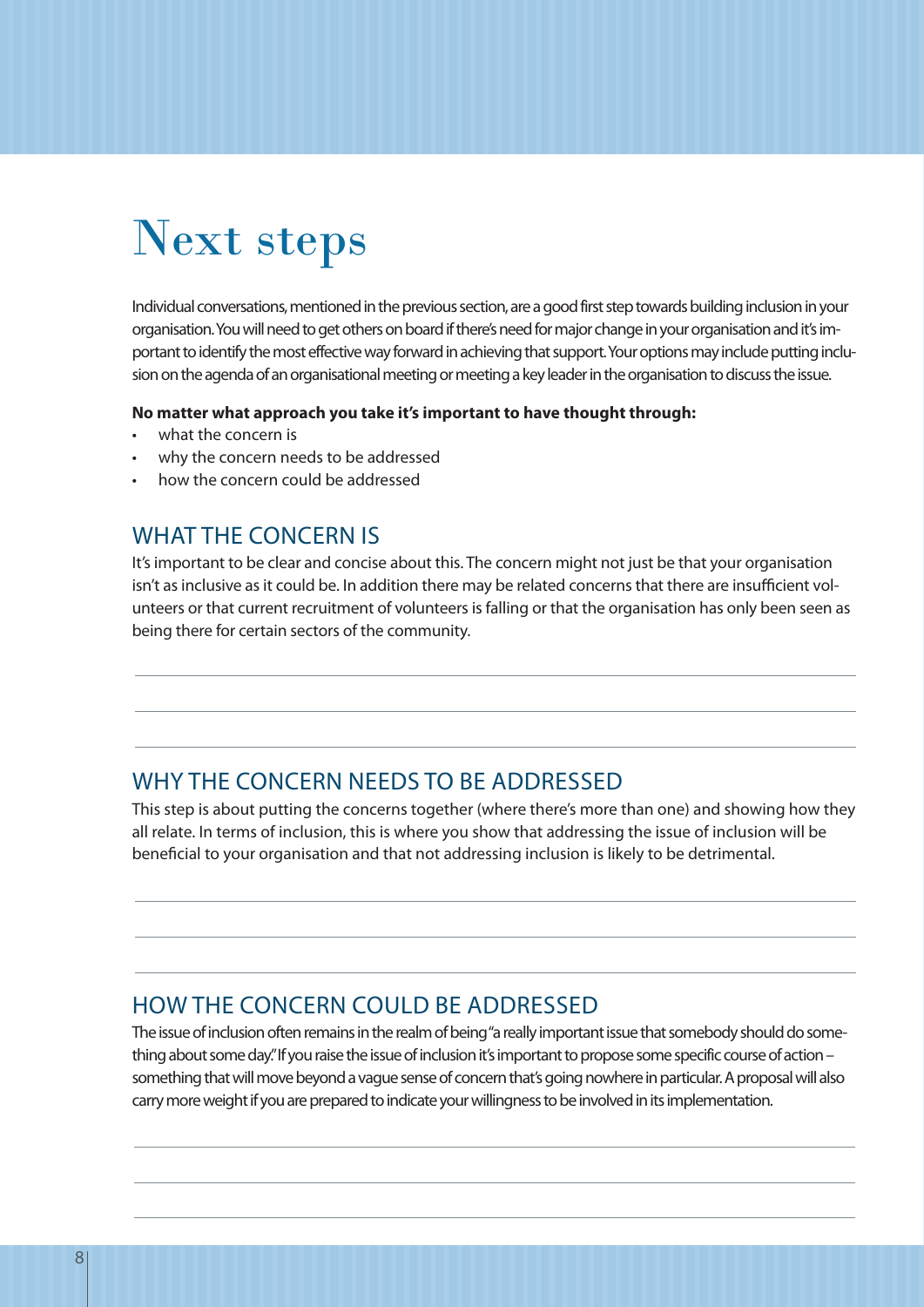# Next steps

Individual conversations, mentioned in the previous section, are a good first step towards building inclusion in your organisation. You will need to get others on board if there's need for major change in your organisation and it's important to identify the most effective way forward in achieving that support. Your options may include putting inclusion on the agenda of an organisational meeting or meeting a key leader in the organisation to discuss the issue.

**No matter what approach you take it's important to have thought through:**

- what the concern is
- why the concern needs to be addressed
- how the concern could be addressed

## WHAT THE CONCERN IS

It's important to be clear and concise about this. The concern might not just be that your organisation isn't as inclusive as it could be. In addition there may be related concerns that there are insufficient volunteers or that current recruitment of volunteers is falling or that the organisation has only been seen as being there for certain sectors of the community.

## WHY THE CONCERN NEEDS TO BE ADDRESSED

This step is about putting the concerns together (where there's more than one) and showing how they all relate. In terms of inclusion, this is where you show that addressing the issue of inclusion will be beneficial to your organisation and that not addressing inclusion is likely to be detrimental.

## HOW THE CONCERN COULD BE ADDRESSED

The issue of inclusion often remains in the realm of being "a really important issue that somebody should do something about some day." If you raise the issue of inclusion it's important to propose some specific course of action – something that will move beyond a vague sense of concern that's going nowhere in particular. A proposal will also carry more weight if you are prepared to indicate your willingness to be involved in its implementation.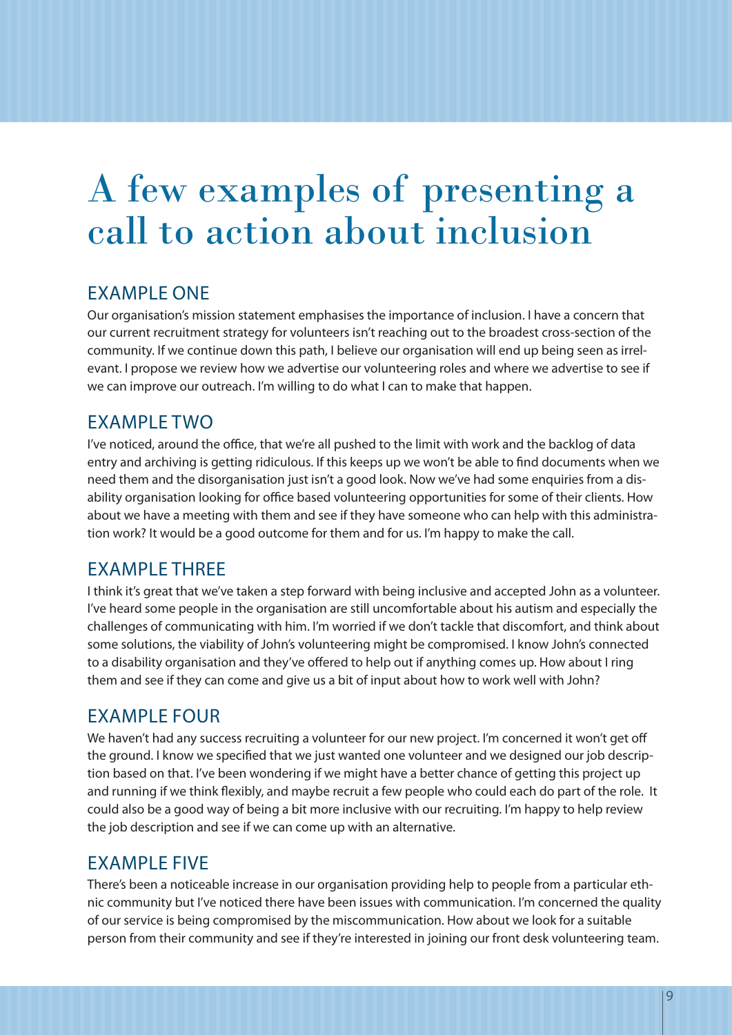# A few examples of presenting a call to action about inclusion

## EXAMPLE ONE

Our organisation's mission statement emphasises the importance of inclusion. I have a concern that our current recruitment strategy for volunteers isn't reaching out to the broadest cross-section of the community. If we continue down this path, I believe our organisation will end up being seen as irrelevant. I propose we review how we advertise our volunteering roles and where we advertise to see if we can improve our outreach. I'm willing to do what I can to make that happen.

## EXAMPLE TWO

I've noticed, around the office, that we're all pushed to the limit with work and the backlog of data entry and archiving is getting ridiculous. If this keeps up we won't be able to find documents when we need them and the disorganisation just isn't a good look. Now we've had some enquiries from a disability organisation looking for office based volunteering opportunities for some of their clients. How about we have a meeting with them and see if they have someone who can help with this administration work? It would be a good outcome for them and for us. I'm happy to make the call.

## EXAMPLE THREE

I think it's great that we've taken a step forward with being inclusive and accepted John as a volunteer. I've heard some people in the organisation are still uncomfortable about his autism and especially the challenges of communicating with him. I'm worried if we don't tackle that discomfort, and think about some solutions, the viability of John's volunteering might be compromised. I know John's connected to a disability organisation and they've offered to help out if anything comes up. How about I ring them and see if they can come and give us a bit of input about how to work well with John?

## EXAMPLE FOUR

We haven't had any success recruiting a volunteer for our new project. I'm concerned it won't get off the ground. I know we specified that we just wanted one volunteer and we designed our job description based on that. I've been wondering if we might have a better chance of getting this project up and running if we think flexibly, and maybe recruit a few people who could each do part of the role. It could also be a good way of being a bit more inclusive with our recruiting. I'm happy to help review the job description and see if we can come up with an alternative.

## EXAMPLE FIVE

There's been a noticeable increase in our organisation providing help to people from a particular ethnic community but I've noticed there have been issues with communication. I'm concerned the quality of our service is being compromised by the miscommunication. How about we look for a suitable person from their community and see if they're interested in joining our front desk volunteering team.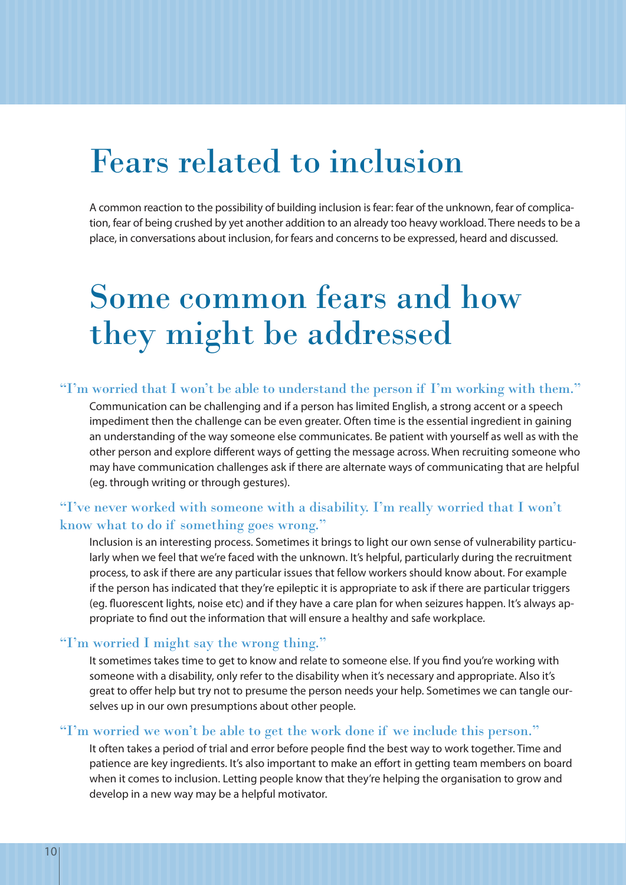# Fears related to inclusion

A common reaction to the possibility of building inclusion is fear: fear of the unknown, fear of complication, fear of being crushed by yet another addition to an already too heavy workload. There needs to be a place, in conversations about inclusion, for fears and concerns to be expressed, heard and discussed.

# Some common fears and how they might be addressed

### "I'm worried that I won't be able to understand the person if I'm working with them."

Communication can be challenging and if a person has limited English, a strong accent or a speech impediment then the challenge can be even greater. Often time is the essential ingredient in gaining an understanding of the way someone else communicates. Be patient with yourself as well as with the other person and explore different ways of getting the message across. When recruiting someone who may have communication challenges ask if there are alternate ways of communicating that are helpful (eg. through writing or through gestures).

### "I've never worked with someone with a disability. I'm really worried that I won't know what to do if something goes wrong."

Inclusion is an interesting process. Sometimes it brings to light our own sense of vulnerability particularly when we feel that we're faced with the unknown. It's helpful, particularly during the recruitment process, to ask if there are any particular issues that fellow workers should know about. For example if the person has indicated that they're epileptic it is appropriate to ask if there are particular triggers (eg. fluorescent lights, noise etc) and if they have a care plan for when seizures happen. It's always appropriate to find out the information that will ensure a healthy and safe workplace.

### "I'm worried I might say the wrong thing."

It sometimes takes time to get to know and relate to someone else. If you find you're working with someone with a disability, only refer to the disability when it's necessary and appropriate. Also it's great to offer help but try not to presume the person needs your help. Sometimes we can tangle ourselves up in our own presumptions about other people.

### "I'm worried we won't be able to get the work done if we include this person."

It often takes a period of trial and error before people find the best way to work together. Time and patience are key ingredients. It's also important to make an effort in getting team members on board when it comes to inclusion. Letting people know that they're helping the organisation to grow and develop in a new way may be a helpful motivator.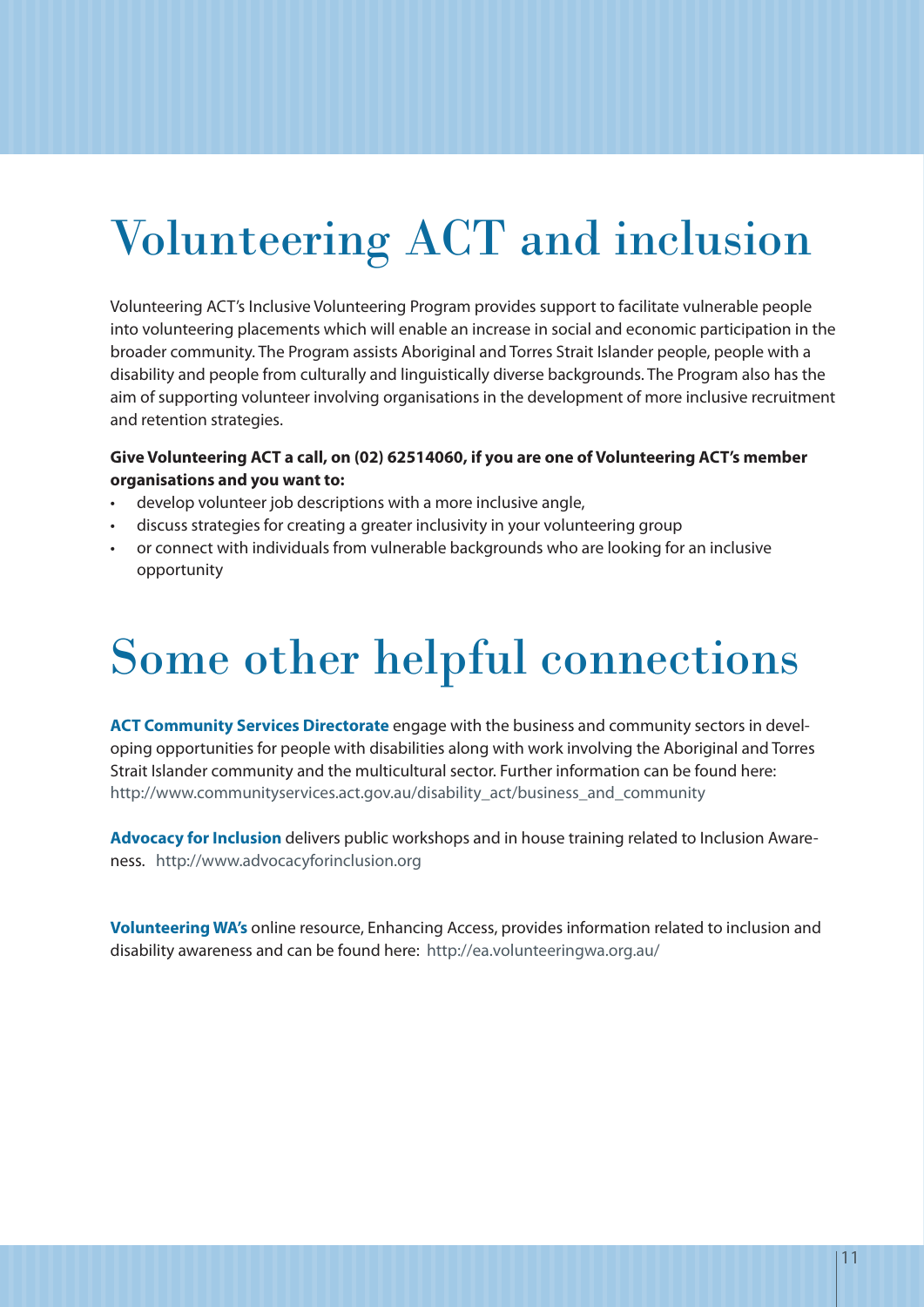# Volunteering ACT and inclusion

Volunteering ACT's Inclusive Volunteering Program provides support to facilitate vulnerable people into volunteering placements which will enable an increase in social and economic participation in the broader community. The Program assists Aboriginal and Torres Strait Islander people, people with a disability and people from culturally and linguistically diverse backgrounds. The Program also has the aim of supporting volunteer involving organisations in the development of more inclusive recruitment and retention strategies.

**Give Volunteering ACT a call, on (02) 62514060, if you are one of Volunteering ACT's member organisations and you want to:**

- develop volunteer job descriptions with a more inclusive angle,
- discuss strategies for creating a greater inclusivity in your volunteering group
- or connect with individuals from vulnerable backgrounds who are looking for an inclusive opportunity

# Some other helpful connections

**ACT Community Services Directorate** engage with the business and community sectors in developing opportunities for people with disabilities along with work involving the Aboriginal and Torres Strait Islander community and the multicultural sector. Further information can be found here: http://www.communityservices.act.gov.au/disability_act/business_and_community

**Advocacy for Inclusion** delivers public workshops and in house training related to Inclusion Awareness. http://www.advocacyforinclusion.org

**Volunteering WA's** online resource, Enhancing Access, provides information related to inclusion and disability awareness and can be found here: http://ea.volunteeringwa.org.au/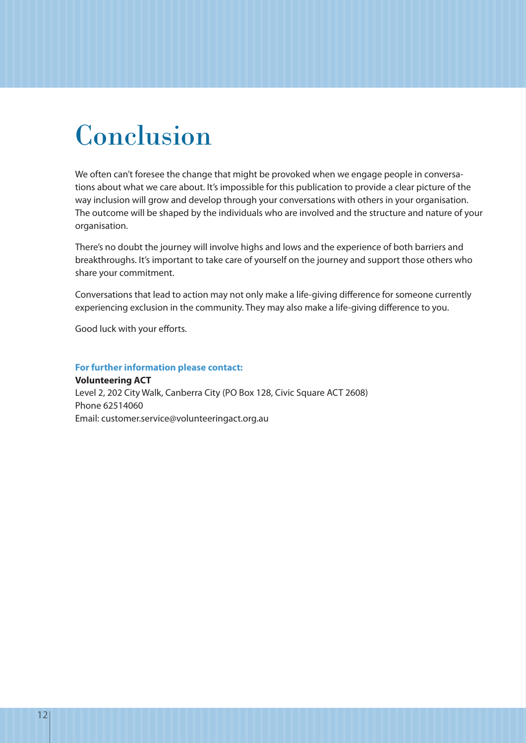# Conclusion

We often can't foresee the change that might be provoked when we engage people in conversations about what we care about. It's impossible for this publication to provide a clear picture of the way inclusion will grow and develop through your conversations with others in your organisation. The outcome will be shaped by the individuals who are involved and the structure and nature of your organisation.

There's no doubt the journey will involve highs and lows and the experience of both barriers and breakthroughs. It's important to take care of yourself on the journey and support those others who share your commitment.

Conversations that lead to action may not only make a life-giving difference for someone currently experiencing exclusion in the community. They may also make a life-giving difference to you.

Good luck with your efforts.

**For further information please contact:**
**Volunteering ACT**
Level 2, 202 City Walk, Canberra City (PO Box 128, Civic Square ACT 2608)
Phone 62514060
Email: customer.service@volunteeringact.org.au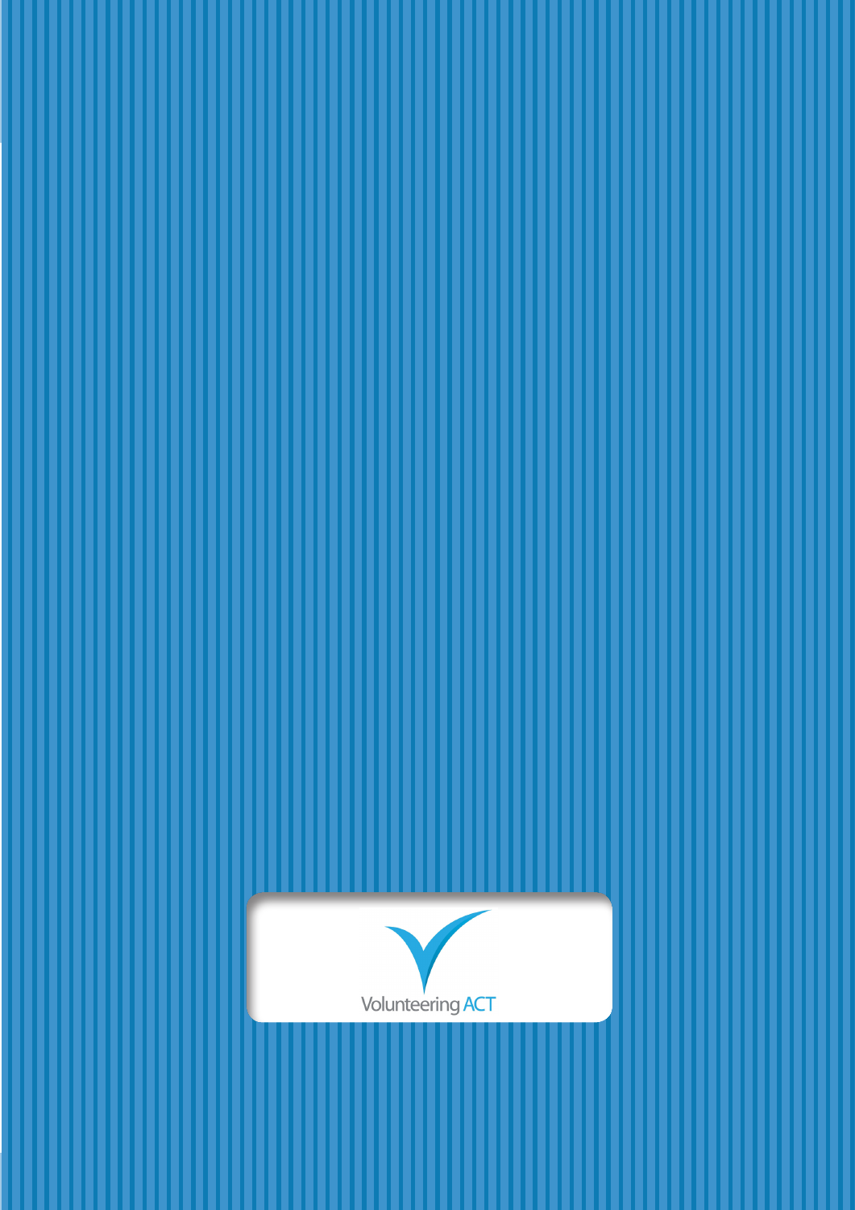Volunteering ACT